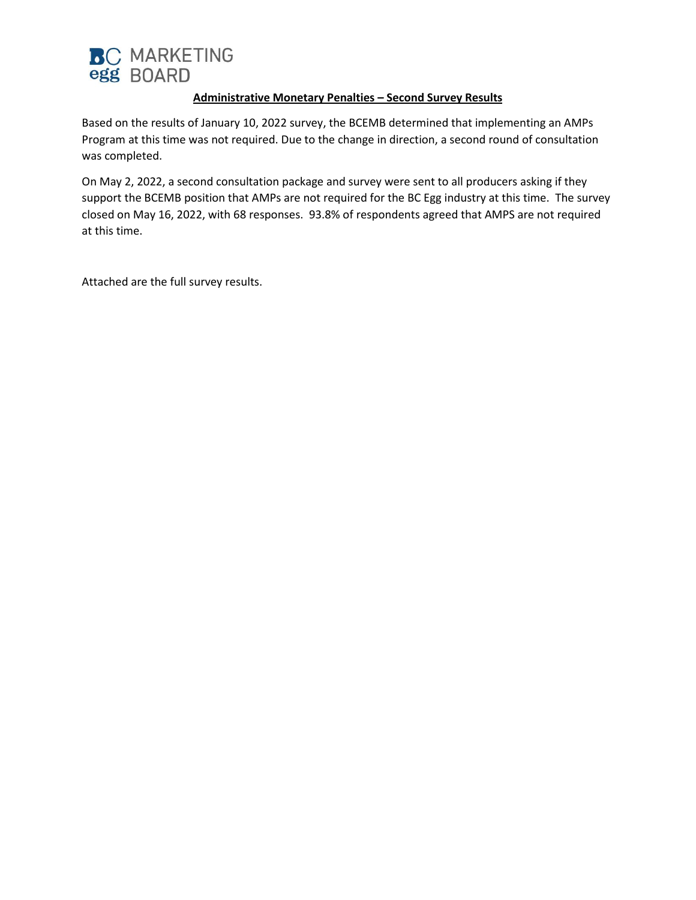BC egg MARKETING BOARD

**Administrative Monetary Penalties – Second Survey Results**

Based on the results of January 10, 2022 survey, the BCEMB determined that implementing an AMPs Program at this time was not required. Due to the change in direction, a second round of consultation was completed.

On May 2, 2022, a second consultation package and survey were sent to all producers asking if they support the BCEMB position that AMPs are not required for the BC Egg industry at this time. The survey closed on May 16, 2022, with 68 responses. 93.8% of respondents agreed that AMPS are not required at this time.

Attached are the full survey results.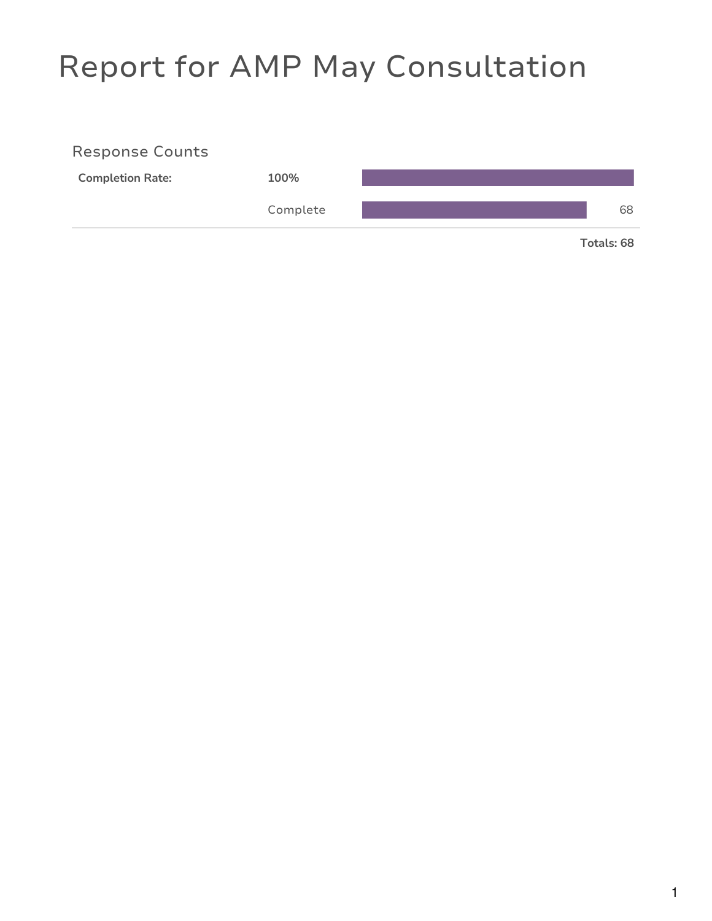# Report for AMP May Consultation

## Response Counts

| | | |
|---|---|---|
| **Completion Rate:** | **100%** | |
| | Complete | 68 |
| | | **Totals: 68** |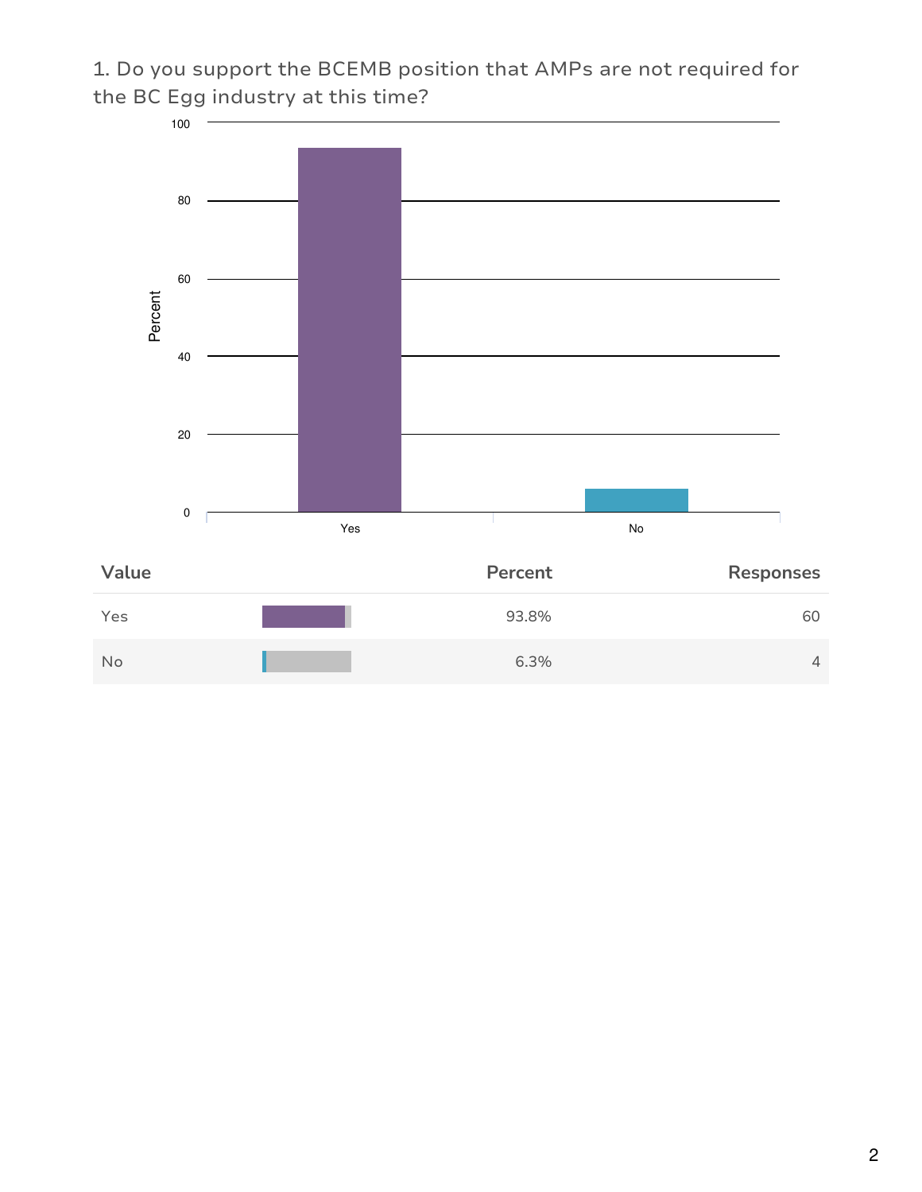1. Do you support the BCEMB position that AMPs are not required for the BC Egg industry at this time?

| Value | Percent | Responses |
|---|---|---|
| Yes | 93.8% | 60 |
| No | 6.3% | 4 |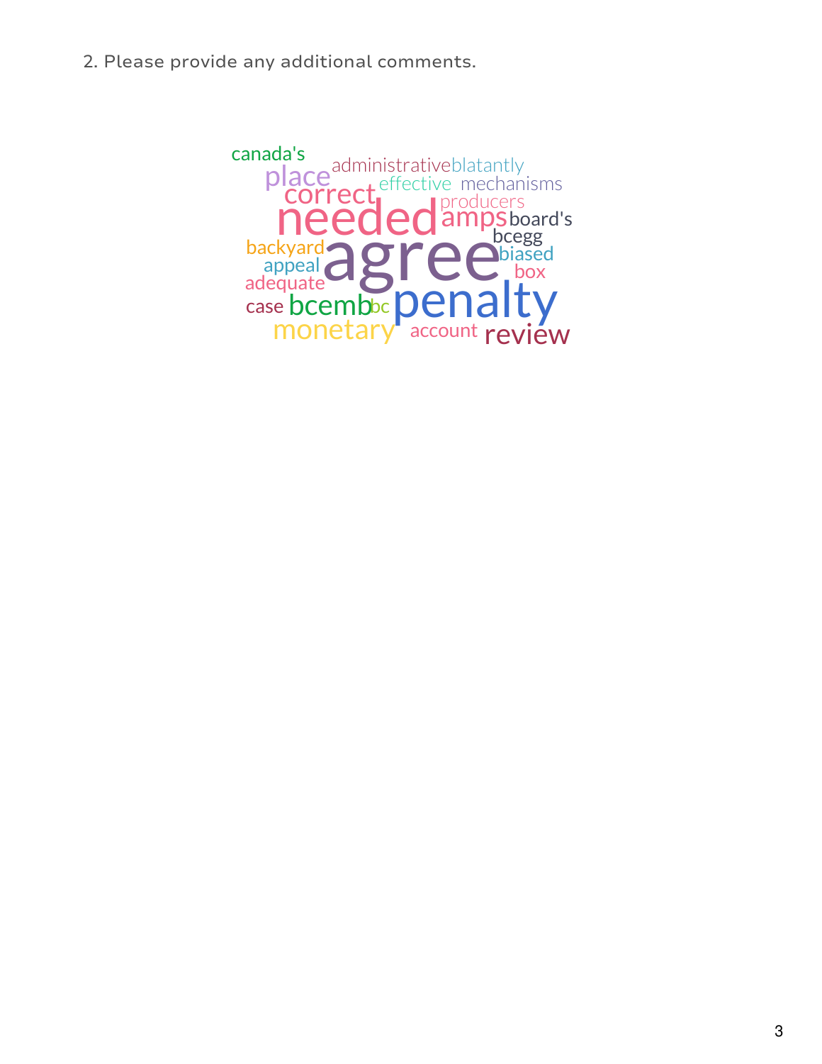2. Please provide any additional comments.

canada's administrative blatantly place correct effective mechanisms needed producers amps board's bcegg backyard agree biased appeal box adequate case bcemb bc penalty monetary account review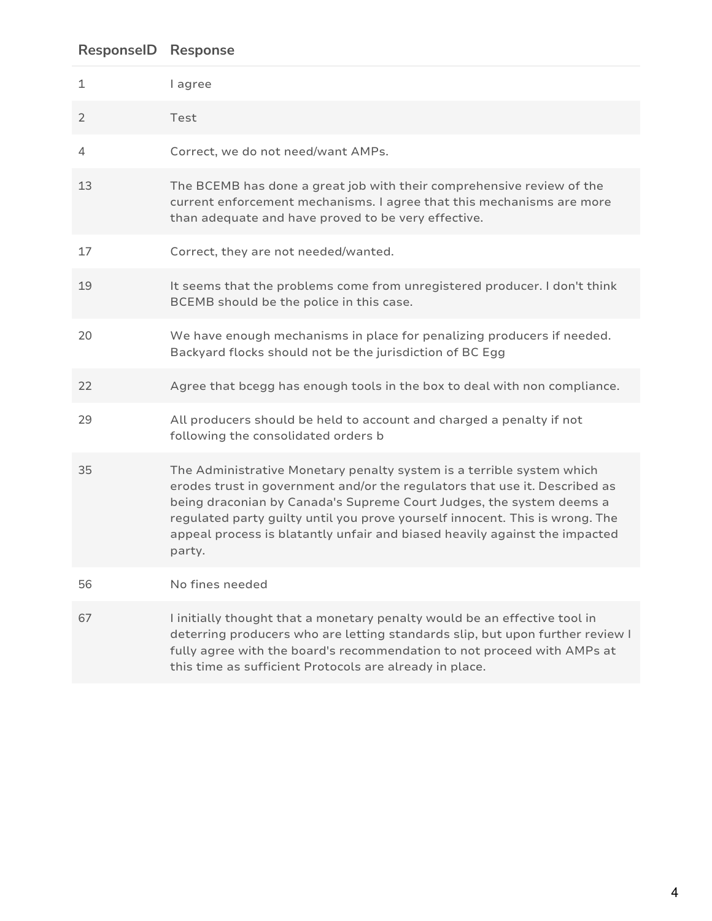| ResponseID | Response |
|---|---|
| 1 | I agree |
| 2 | Test |
| 4 | Correct, we do not need/want AMPs. |
| 13 | The BCEMB has done a great job with their comprehensive review of the current enforcement mechanisms. I agree that this mechanisms are more than adequate and have proved to be very effective. |
| 17 | Correct, they are not needed/wanted. |
| 19 | It seems that the problems come from unregistered producer. I don't think BCEMB should be the police in this case. |
| 20 | We have enough mechanisms in place for penalizing producers if needed. Backyard flocks should not be the jurisdiction of BC Egg |
| 22 | Agree that bcegg has enough tools in the box to deal with non compliance. |
| 29 | All producers should be held to account and charged a penalty if not following the consolidated orders b |
| 35 | The Administrative Monetary penalty system is a terrible system which erodes trust in government and/or the regulators that use it. Described as being draconian by Canada's Supreme Court Judges, the system deems a regulated party guilty until you prove yourself innocent. This is wrong. The appeal process is blatantly unfair and biased heavily against the impacted party. |
| 56 | No fines needed |
| 67 | I initially thought that a monetary penalty would be an effective tool in deterring producers who are letting standards slip, but upon further review I fully agree with the board's recommendation to not proceed with AMPs at this time as sufficient Protocols are already in place. |